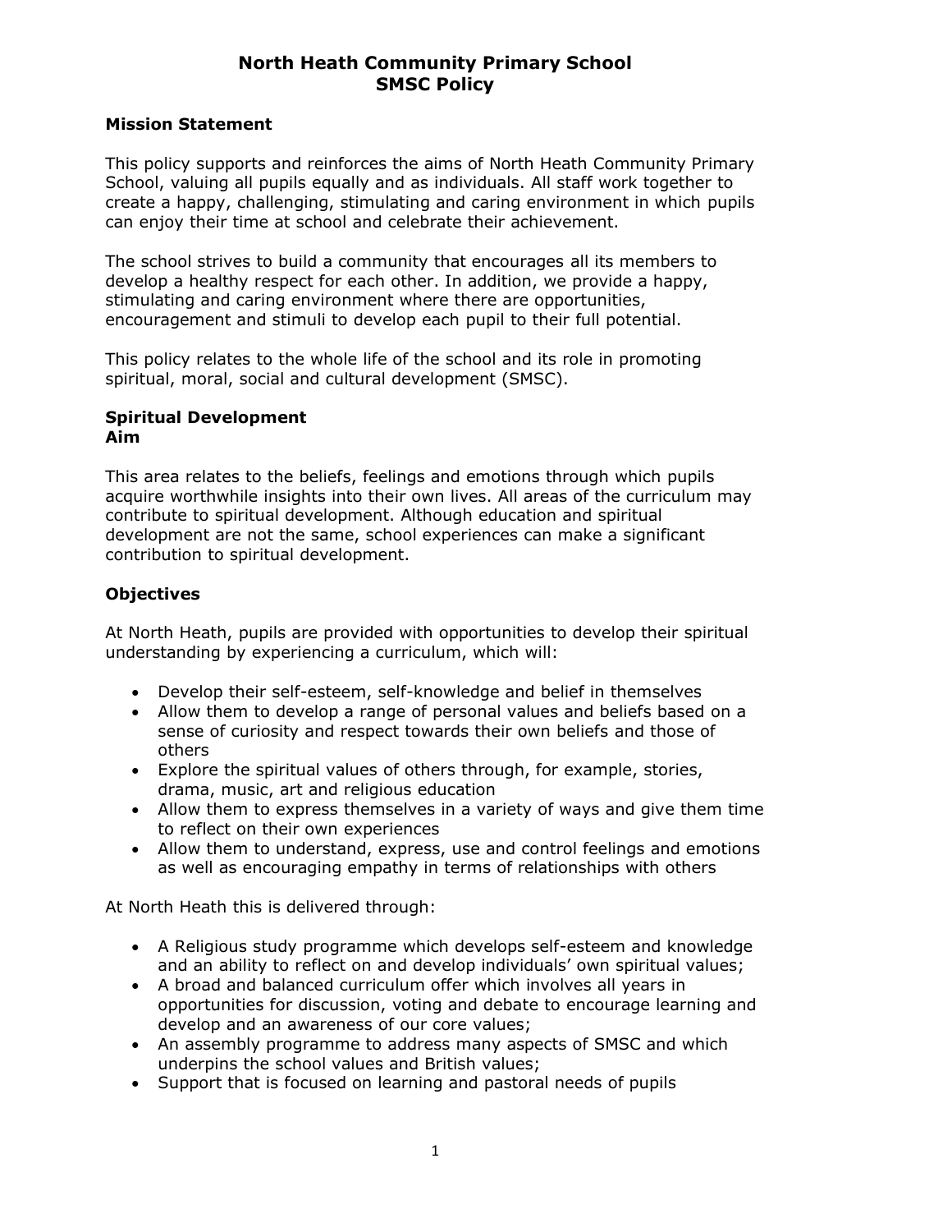# North Heath Community Primary School
# SMSC Policy

## Mission Statement

This policy supports and reinforces the aims of North Heath Community Primary School, valuing all pupils equally and as individuals. All staff work together to create a happy, challenging, stimulating and caring environment in which pupils can enjoy their time at school and celebrate their achievement.

The school strives to build a community that encourages all its members to develop a healthy respect for each other. In addition, we provide a happy, stimulating and caring environment where there are opportunities, encouragement and stimuli to develop each pupil to their full potential.

This policy relates to the whole life of the school and its role in promoting spiritual, moral, social and cultural development (SMSC).

## Spiritual Development
**Aim**

This area relates to the beliefs, feelings and emotions through which pupils acquire worthwhile insights into their own lives. All areas of the curriculum may contribute to spiritual development. Although education and spiritual development are not the same, school experiences can make a significant contribution to spiritual development.

## Objectives

At North Heath, pupils are provided with opportunities to develop their spiritual understanding by experiencing a curriculum, which will:

- Develop their self-esteem, self-knowledge and belief in themselves
- Allow them to develop a range of personal values and beliefs based on a sense of curiosity and respect towards their own beliefs and those of others
- Explore the spiritual values of others through, for example, stories, drama, music, art and religious education
- Allow them to express themselves in a variety of ways and give them time to reflect on their own experiences
- Allow them to understand, express, use and control feelings and emotions as well as encouraging empathy in terms of relationships with others

At North Heath this is delivered through:

- A Religious study programme which develops self-esteem and knowledge and an ability to reflect on and develop individuals' own spiritual values;
- A broad and balanced curriculum offer which involves all years in opportunities for discussion, voting and debate to encourage learning and develop and an awareness of our core values;
- An assembly programme to address many aspects of SMSC and which underpins the school values and British values;
- Support that is focused on learning and pastoral needs of pupils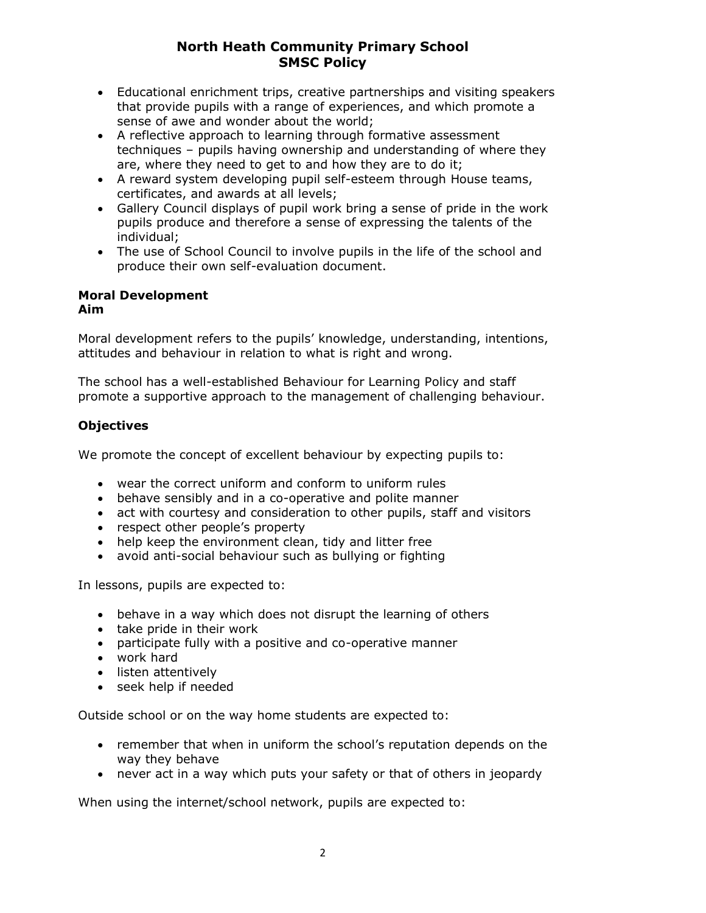- Educational enrichment trips, creative partnerships and visiting speakers that provide pupils with a range of experiences, and which promote a sense of awe and wonder about the world;
- A reflective approach to learning through formative assessment techniques – pupils having ownership and understanding of where they are, where they need to get to and how they are to do it;
- A reward system developing pupil self-esteem through House teams, certificates, and awards at all levels;
- Gallery Council displays of pupil work bring a sense of pride in the work pupils produce and therefore a sense of expressing the talents of the individual;
- The use of School Council to involve pupils in the life of the school and produce their own self-evaluation document.

**Moral Development**
**Aim**

Moral development refers to the pupils' knowledge, understanding, intentions, attitudes and behaviour in relation to what is right and wrong.

The school has a well-established Behaviour for Learning Policy and staff promote a supportive approach to the management of challenging behaviour.

**Objectives**

We promote the concept of excellent behaviour by expecting pupils to:

- wear the correct uniform and conform to uniform rules
- behave sensibly and in a co-operative and polite manner
- act with courtesy and consideration to other pupils, staff and visitors
- respect other people's property
- help keep the environment clean, tidy and litter free
- avoid anti-social behaviour such as bullying or fighting

In lessons, pupils are expected to:

- behave in a way which does not disrupt the learning of others
- take pride in their work
- participate fully with a positive and co-operative manner
- work hard
- listen attentively
- seek help if needed

Outside school or on the way home students are expected to:

- remember that when in uniform the school's reputation depends on the way they behave
- never act in a way which puts your safety or that of others in jeopardy

When using the internet/school network, pupils are expected to: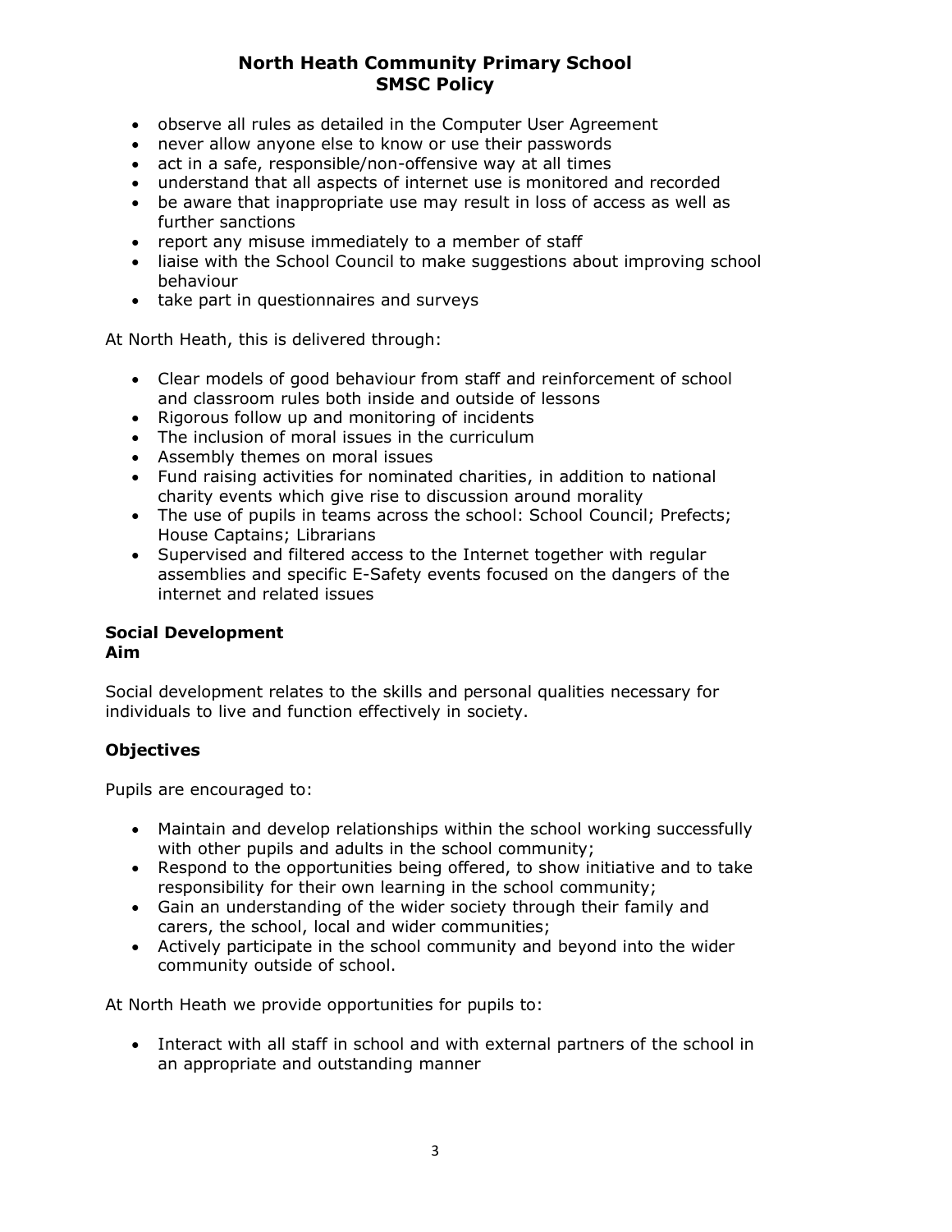- observe all rules as detailed in the Computer User Agreement
- never allow anyone else to know or use their passwords
- act in a safe, responsible/non-offensive way at all times
- understand that all aspects of internet use is monitored and recorded
- be aware that inappropriate use may result in loss of access as well as further sanctions
- report any misuse immediately to a member of staff
- liaise with the School Council to make suggestions about improving school behaviour
- take part in questionnaires and surveys

At North Heath, this is delivered through:

- Clear models of good behaviour from staff and reinforcement of school and classroom rules both inside and outside of lessons
- Rigorous follow up and monitoring of incidents
- The inclusion of moral issues in the curriculum
- Assembly themes on moral issues
- Fund raising activities for nominated charities, in addition to national charity events which give rise to discussion around morality
- The use of pupils in teams across the school: School Council; Prefects; House Captains; Librarians
- Supervised and filtered access to the Internet together with regular assemblies and specific E-Safety events focused on the dangers of the internet and related issues

**Social Development**
**Aim**

Social development relates to the skills and personal qualities necessary for individuals to live and function effectively in society.

**Objectives**

Pupils are encouraged to:

- Maintain and develop relationships within the school working successfully with other pupils and adults in the school community;
- Respond to the opportunities being offered, to show initiative and to take responsibility for their own learning in the school community;
- Gain an understanding of the wider society through their family and carers, the school, local and wider communities;
- Actively participate in the school community and beyond into the wider community outside of school.

At North Heath we provide opportunities for pupils to:

- Interact with all staff in school and with external partners of the school in an appropriate and outstanding manner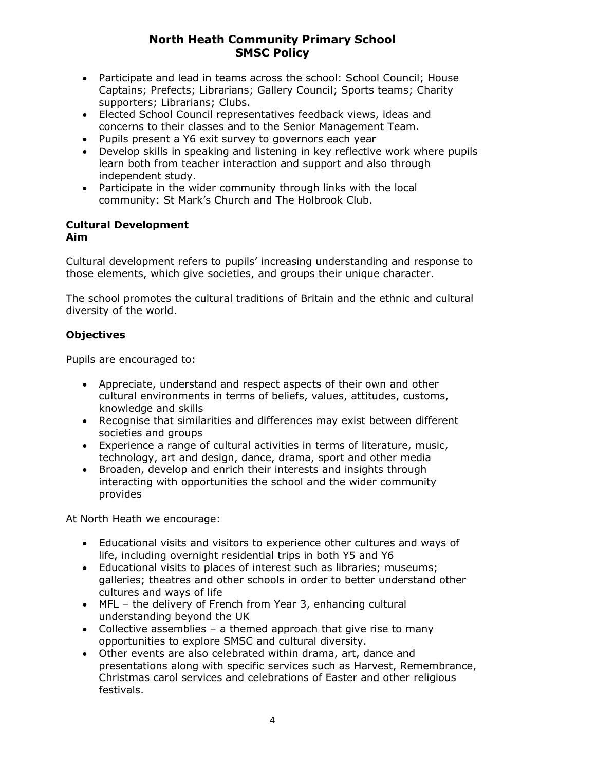- Participate and lead in teams across the school: School Council; House Captains; Prefects; Librarians; Gallery Council; Sports teams; Charity supporters; Librarians; Clubs.
- Elected School Council representatives feedback views, ideas and concerns to their classes and to the Senior Management Team.
- Pupils present a Y6 exit survey to governors each year
- Develop skills in speaking and listening in key reflective work where pupils learn both from teacher interaction and support and also through independent study.
- Participate in the wider community through links with the local community: St Mark's Church and The Holbrook Club.

## Cultural Development

### Aim

Cultural development refers to pupils' increasing understanding and response to those elements, which give societies, and groups their unique character.

The school promotes the cultural traditions of Britain and the ethnic and cultural diversity of the world.

### Objectives

Pupils are encouraged to:

- Appreciate, understand and respect aspects of their own and other cultural environments in terms of beliefs, values, attitudes, customs, knowledge and skills
- Recognise that similarities and differences may exist between different societies and groups
- Experience a range of cultural activities in terms of literature, music, technology, art and design, dance, drama, sport and other media
- Broaden, develop and enrich their interests and insights through interacting with opportunities the school and the wider community provides

At North Heath we encourage:

- Educational visits and visitors to experience other cultures and ways of life, including overnight residential trips in both Y5 and Y6
- Educational visits to places of interest such as libraries; museums; galleries; theatres and other schools in order to better understand other cultures and ways of life
- MFL – the delivery of French from Year 3, enhancing cultural understanding beyond the UK
- Collective assemblies – a themed approach that give rise to many opportunities to explore SMSC and cultural diversity.
- Other events are also celebrated within drama, art, dance and presentations along with specific services such as Harvest, Remembrance, Christmas carol services and celebrations of Easter and other religious festivals.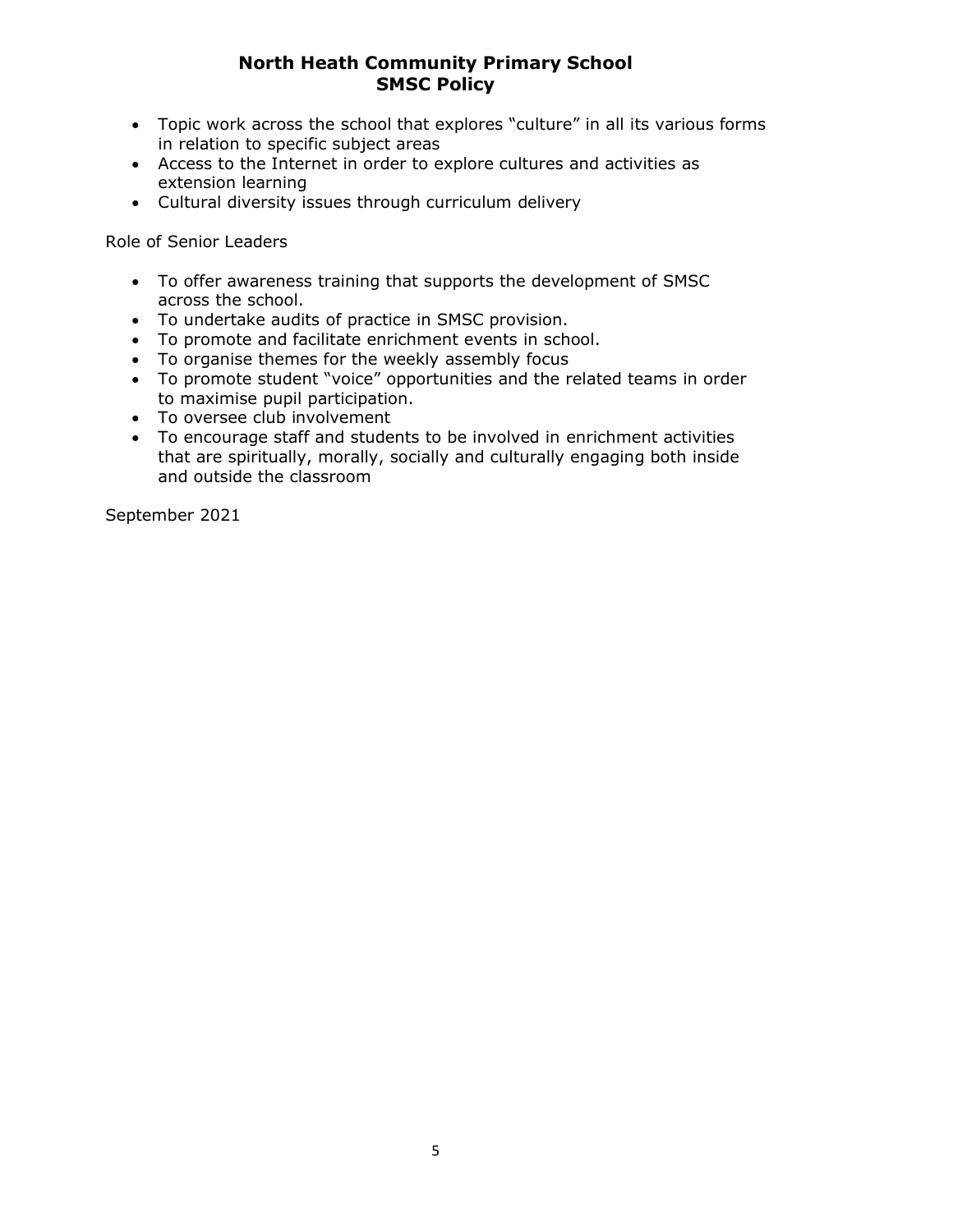- Topic work across the school that explores "culture" in all its various forms in relation to specific subject areas
- Access to the Internet in order to explore cultures and activities as extension learning
- Cultural diversity issues through curriculum delivery

Role of Senior Leaders

- To offer awareness training that supports the development of SMSC across the school.
- To undertake audits of practice in SMSC provision.
- To promote and facilitate enrichment events in school.
- To organise themes for the weekly assembly focus
- To promote student "voice" opportunities and the related teams in order to maximise pupil participation.
- To oversee club involvement
- To encourage staff and students to be involved in enrichment activities that are spiritually, morally, socially and culturally engaging both inside and outside the classroom

September 2021